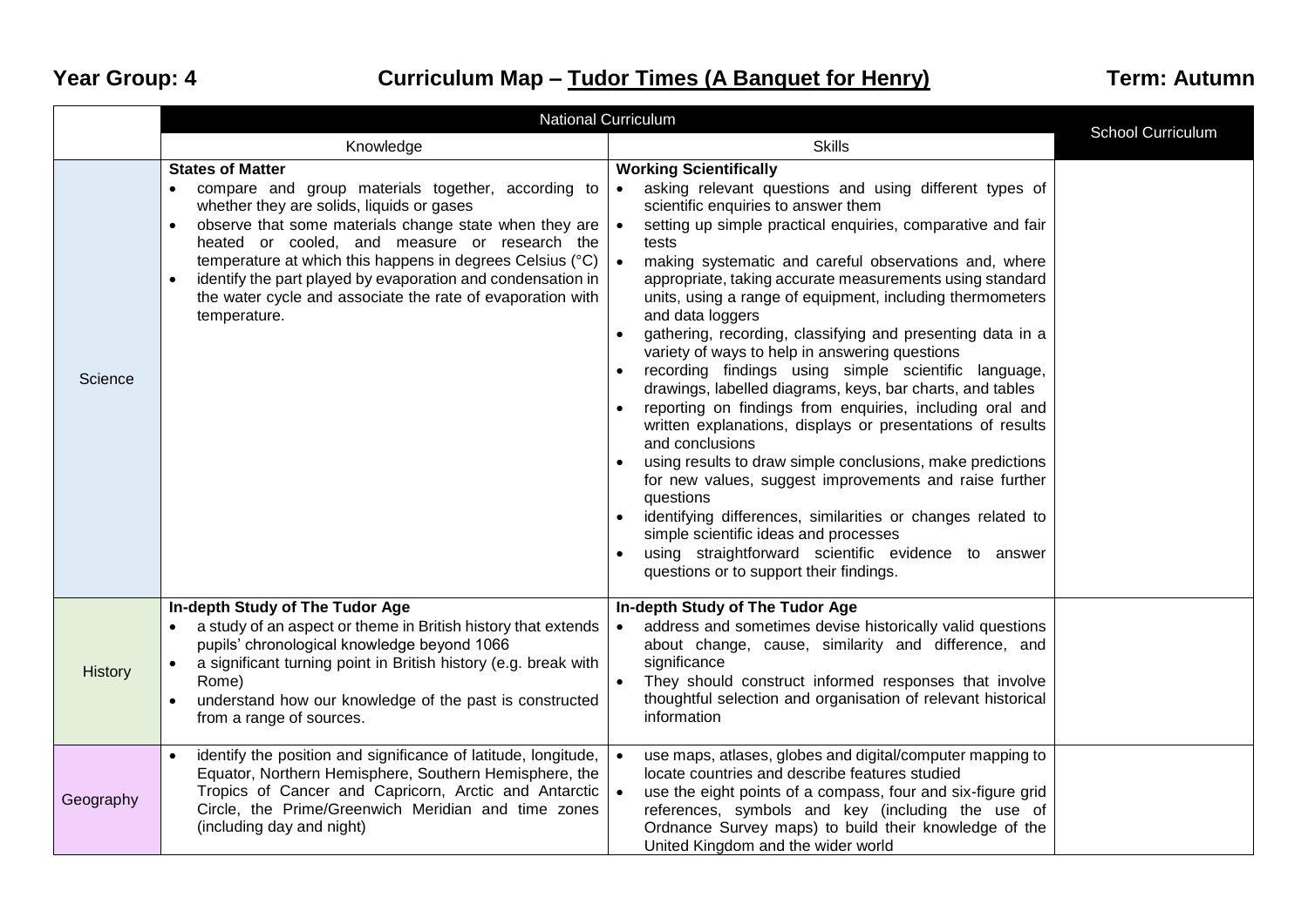**Year Group: 4** **Curriculum Map – Tudor Times (A Banquet for Henry)** **Term: Autumn**

| | National Curriculum | | School Curriculum |
|---|---|---|---|
| | Knowledge | Skills | |
| Science | **States of Matter**<br>• compare and group materials together, according to whether they are solids, liquids or gases<br>• observe that some materials change state when they are heated or cooled, and measure or research the temperature at which this happens in degrees Celsius (°C)<br>• identify the part played by evaporation and condensation in the water cycle and associate the rate of evaporation with temperature. | **Working Scientifically**<br>• asking relevant questions and using different types of scientific enquiries to answer them<br>• setting up simple practical enquiries, comparative and fair tests<br>• making systematic and careful observations and, where appropriate, taking accurate measurements using standard units, using a range of equipment, including thermometers and data loggers<br>• gathering, recording, classifying and presenting data in a variety of ways to help in answering questions<br>• recording findings using simple scientific language, drawings, labelled diagrams, keys, bar charts, and tables<br>• reporting on findings from enquiries, including oral and written explanations, displays or presentations of results and conclusions<br>• using results to draw simple conclusions, make predictions for new values, suggest improvements and raise further questions<br>• identifying differences, similarities or changes related to simple scientific ideas and processes<br>• using straightforward scientific evidence to answer questions or to support their findings. | |
| History | **In-depth Study of The Tudor Age**<br>• a study of an aspect or theme in British history that extends pupils' chronological knowledge beyond 1066<br>• a significant turning point in British history (e.g. break with Rome)<br>• understand how our knowledge of the past is constructed from a range of sources. | **In-depth Study of The Tudor Age**<br>• address and sometimes devise historically valid questions about change, cause, similarity and difference, and significance<br>• They should construct informed responses that involve thoughtful selection and organisation of relevant historical information | |
| Geography | • identify the position and significance of latitude, longitude, Equator, Northern Hemisphere, Southern Hemisphere, the Tropics of Cancer and Capricorn, Arctic and Antarctic Circle, the Prime/Greenwich Meridian and time zones (including day and night) | • use maps, atlases, globes and digital/computer mapping to locate countries and describe features studied<br>• use the eight points of a compass, four and six-figure grid references, symbols and key (including the use of Ordnance Survey maps) to build their knowledge of the United Kingdom and the wider world | |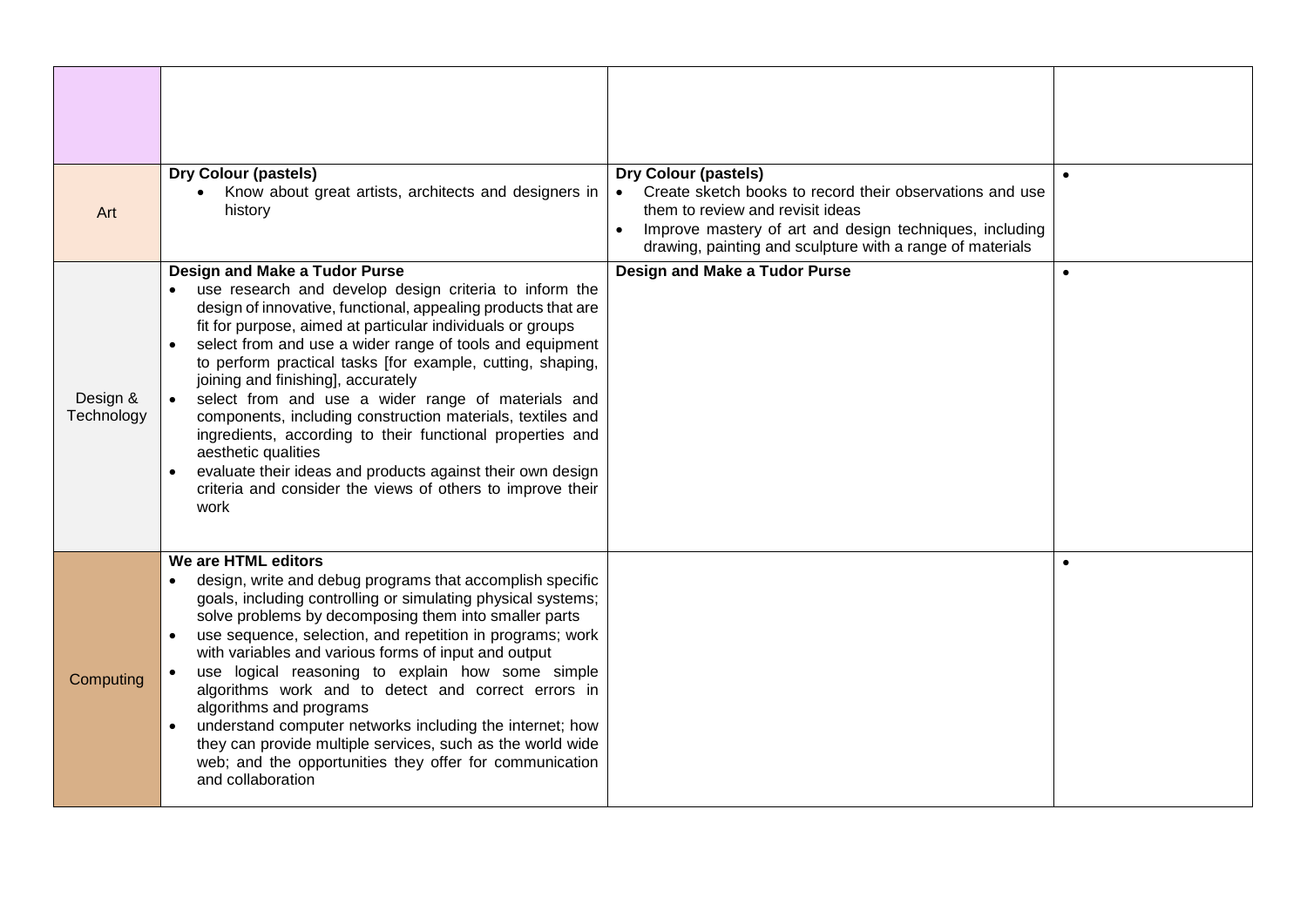| | | | |
|---|---|---|---|
| | | | |
| Art | **Dry Colour (pastels)**<br>• Know about great artists, architects and designers in history | **Dry Colour (pastels)**<br>• Create sketch books to record their observations and use them to review and revisit ideas<br>• Improve mastery of art and design techniques, including drawing, painting and sculpture with a range of materials | • |
| Design & Technology | **Design and Make a Tudor Purse**<br>• use research and develop design criteria to inform the design of innovative, functional, appealing products that are fit for purpose, aimed at particular individuals or groups<br>• select from and use a wider range of tools and equipment to perform practical tasks [for example, cutting, shaping, joining and finishing], accurately<br>• select from and use a wider range of materials and components, including construction materials, textiles and ingredients, according to their functional properties and aesthetic qualities<br>• evaluate their ideas and products against their own design criteria and consider the views of others to improve their work | **Design and Make a Tudor Purse** | • |
| Computing | **We are HTML editors**<br>• design, write and debug programs that accomplish specific goals, including controlling or simulating physical systems; solve problems by decomposing them into smaller parts<br>• use sequence, selection, and repetition in programs; work with variables and various forms of input and output<br>• use logical reasoning to explain how some simple algorithms work and to detect and correct errors in algorithms and programs<br>• understand computer networks including the internet; how they can provide multiple services, such as the world wide web; and the opportunities they offer for communication and collaboration | | • |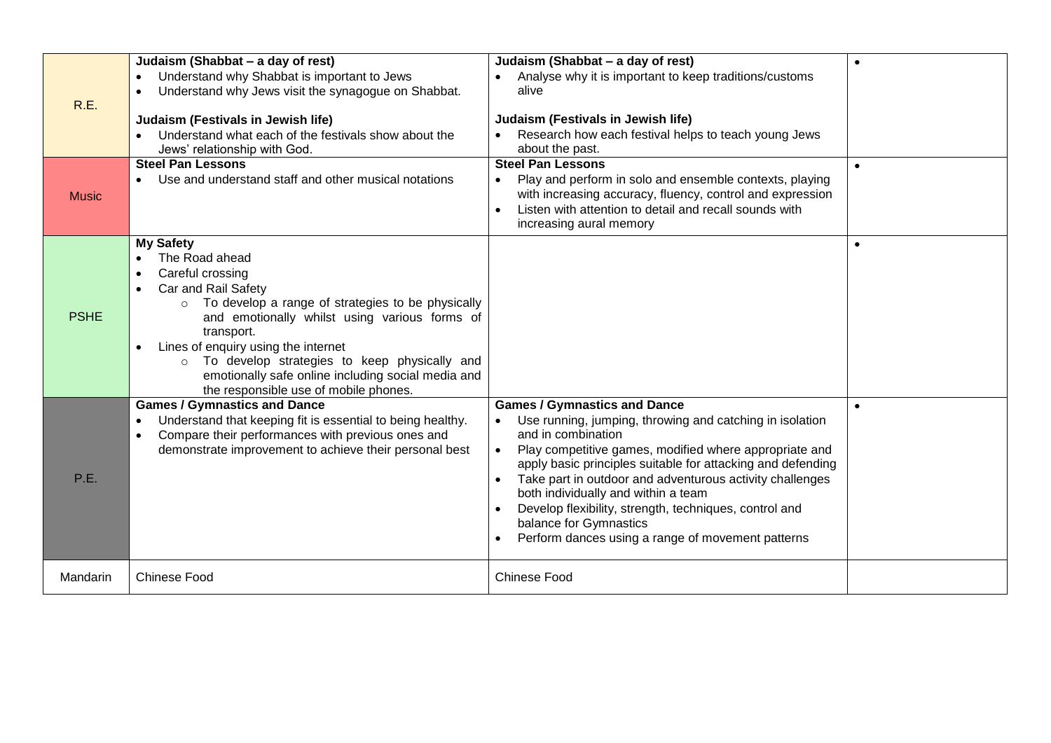| | | | |
|---|---|---|---|
| R.E. | **Judaism (Shabbat – a day of rest)**<br>• Understand why Shabbat is important to Jews<br>• Understand why Jews visit the synagogue on Shabbat.<br><br>**Judaism (Festivals in Jewish life)**<br>• Understand what each of the festivals show about the Jews' relationship with God. | **Judaism (Shabbat – a day of rest)**<br>• Analyse why it is important to keep traditions/customs alive<br><br>**Judaism (Festivals in Jewish life)**<br>• Research how each festival helps to teach young Jews about the past. | • |
| Music | **Steel Pan Lessons**<br>• Use and understand staff and other musical notations | **Steel Pan Lessons**<br>• Play and perform in solo and ensemble contexts, playing with increasing accuracy, fluency, control and expression<br>• Listen with attention to detail and recall sounds with increasing aural memory | • |
| PSHE | **My Safety**<br>• The Road ahead<br>• Careful crossing<br>• Car and Rail Safety<br>  ○ To develop a range of strategies to be physically and emotionally whilst using various forms of transport.<br>• Lines of enquiry using the internet<br>  ○ To develop strategies to keep physically and emotionally safe online including social media and the responsible use of mobile phones. | | • |
| P.E. | **Games / Gymnastics and Dance**<br>• Understand that keeping fit is essential to being healthy.<br>• Compare their performances with previous ones and demonstrate improvement to achieve their personal best | **Games / Gymnastics and Dance**<br>• Use running, jumping, throwing and catching in isolation and in combination<br>• Play competitive games, modified where appropriate and apply basic principles suitable for attacking and defending<br>• Take part in outdoor and adventurous activity challenges both individually and within a team<br>• Develop flexibility, strength, techniques, control and balance for Gymnastics<br>• Perform dances using a range of movement patterns | • |
| Mandarin | Chinese Food | Chinese Food | |